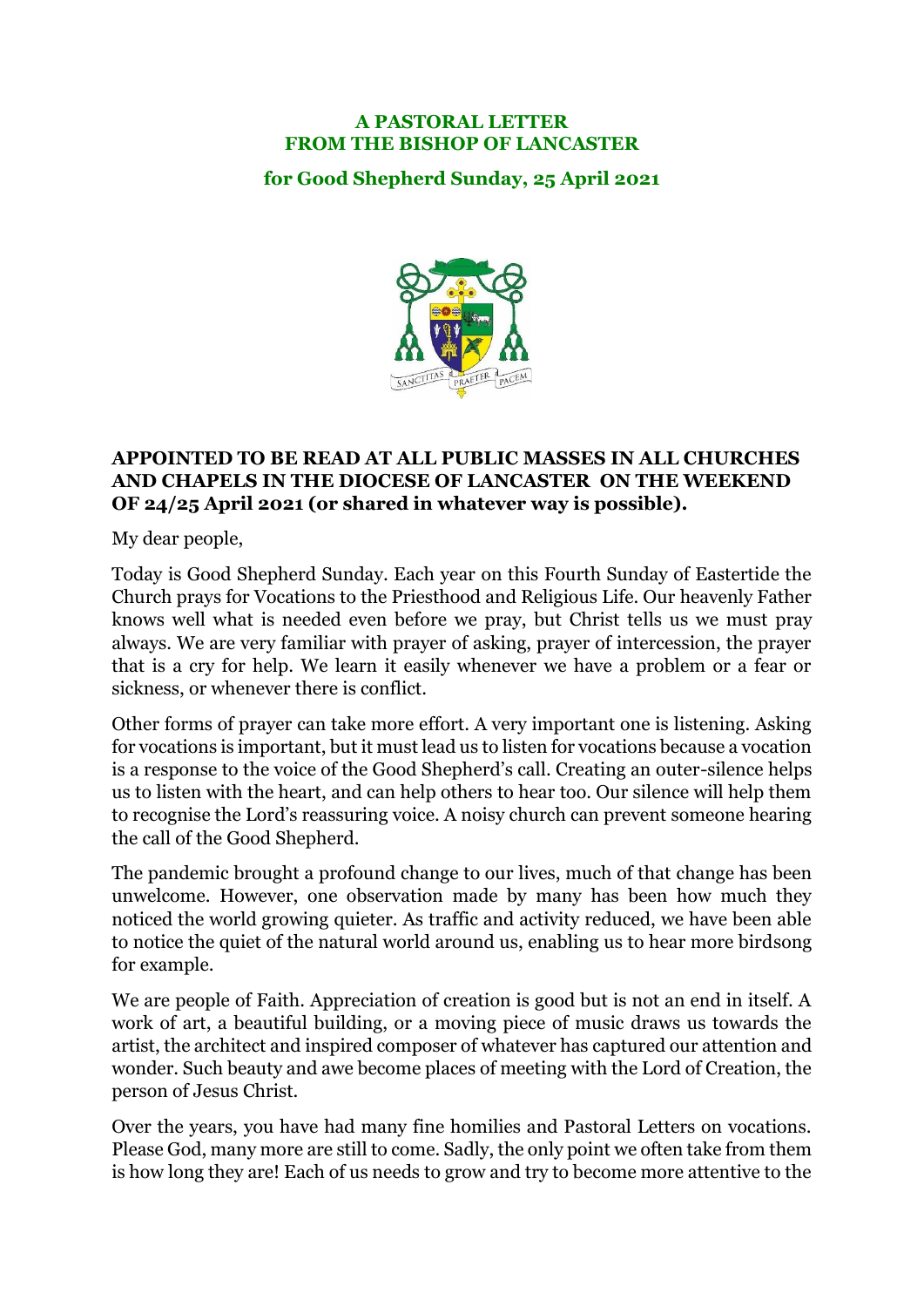**A PASTORAL LETTER**
**FROM THE BISHOP OF LANCASTER**

**for Good Shepherd Sunday, 25 April 2021**

**APPOINTED TO BE READ AT ALL PUBLIC MASSES IN ALL CHURCHES AND CHAPELS IN THE DIOCESE OF LANCASTER ON THE WEEKEND OF 24/25 April 2021 (or shared in whatever way is possible).**

My dear people,

Today is Good Shepherd Sunday. Each year on this Fourth Sunday of Eastertide the Church prays for Vocations to the Priesthood and Religious Life. Our heavenly Father knows well what is needed even before we pray, but Christ tells us we must pray always. We are very familiar with prayer of asking, prayer of intercession, the prayer that is a cry for help. We learn it easily whenever we have a problem or a fear or sickness, or whenever there is conflict.

Other forms of prayer can take more effort. A very important one is listening. Asking for vocations is important, but it must lead us to listen for vocations because a vocation is a response to the voice of the Good Shepherd's call. Creating an outer-silence helps us to listen with the heart, and can help others to hear too. Our silence will help them to recognise the Lord's reassuring voice. A noisy church can prevent someone hearing the call of the Good Shepherd.

The pandemic brought a profound change to our lives, much of that change has been unwelcome. However, one observation made by many has been how much they noticed the world growing quieter. As traffic and activity reduced, we have been able to notice the quiet of the natural world around us, enabling us to hear more birdsong for example.

We are people of Faith. Appreciation of creation is good but is not an end in itself. A work of art, a beautiful building, or a moving piece of music draws us towards the artist, the architect and inspired composer of whatever has captured our attention and wonder. Such beauty and awe become places of meeting with the Lord of Creation, the person of Jesus Christ.

Over the years, you have had many fine homilies and Pastoral Letters on vocations. Please God, many more are still to come. Sadly, the only point we often take from them is how long they are! Each of us needs to grow and try to become more attentive to the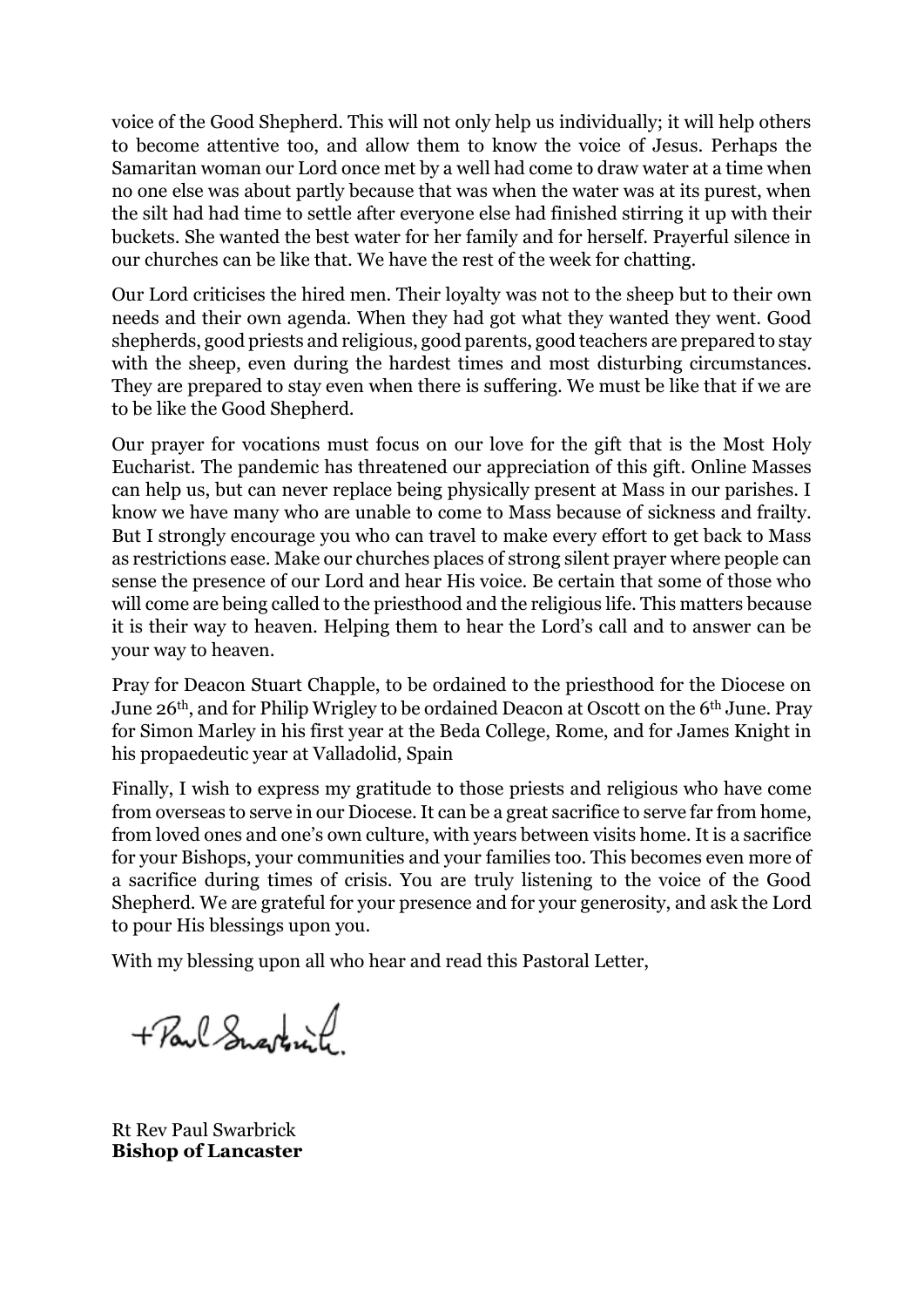voice of the Good Shepherd. This will not only help us individually; it will help others to become attentive too, and allow them to know the voice of Jesus. Perhaps the Samaritan woman our Lord once met by a well had come to draw water at a time when no one else was about partly because that was when the water was at its purest, when the silt had had time to settle after everyone else had finished stirring it up with their buckets. She wanted the best water for her family and for herself. Prayerful silence in our churches can be like that. We have the rest of the week for chatting.

Our Lord criticises the hired men. Their loyalty was not to the sheep but to their own needs and their own agenda. When they had got what they wanted they went. Good shepherds, good priests and religious, good parents, good teachers are prepared to stay with the sheep, even during the hardest times and most disturbing circumstances. They are prepared to stay even when there is suffering. We must be like that if we are to be like the Good Shepherd.

Our prayer for vocations must focus on our love for the gift that is the Most Holy Eucharist. The pandemic has threatened our appreciation of this gift. Online Masses can help us, but can never replace being physically present at Mass in our parishes. I know we have many who are unable to come to Mass because of sickness and frailty. But I strongly encourage you who can travel to make every effort to get back to Mass as restrictions ease. Make our churches places of strong silent prayer where people can sense the presence of our Lord and hear His voice. Be certain that some of those who will come are being called to the priesthood and the religious life. This matters because it is their way to heaven. Helping them to hear the Lord's call and to answer can be your way to heaven.

Pray for Deacon Stuart Chapple, to be ordained to the priesthood for the Diocese on June 26th, and for Philip Wrigley to be ordained Deacon at Oscott on the 6th June. Pray for Simon Marley in his first year at the Beda College, Rome, and for James Knight in his propaedeutic year at Valladolid, Spain

Finally, I wish to express my gratitude to those priests and religious who have come from overseas to serve in our Diocese. It can be a great sacrifice to serve far from home, from loved ones and one's own culture, with years between visits home. It is a sacrifice for your Bishops, your communities and your families too. This becomes even more of a sacrifice during times of crisis. You are truly listening to the voice of the Good Shepherd. We are grateful for your presence and for your generosity, and ask the Lord to pour His blessings upon you.

With my blessing upon all who hear and read this Pastoral Letter,

+Paul Swarbrick

Rt Rev Paul Swarbrick
**Bishop of Lancaster**